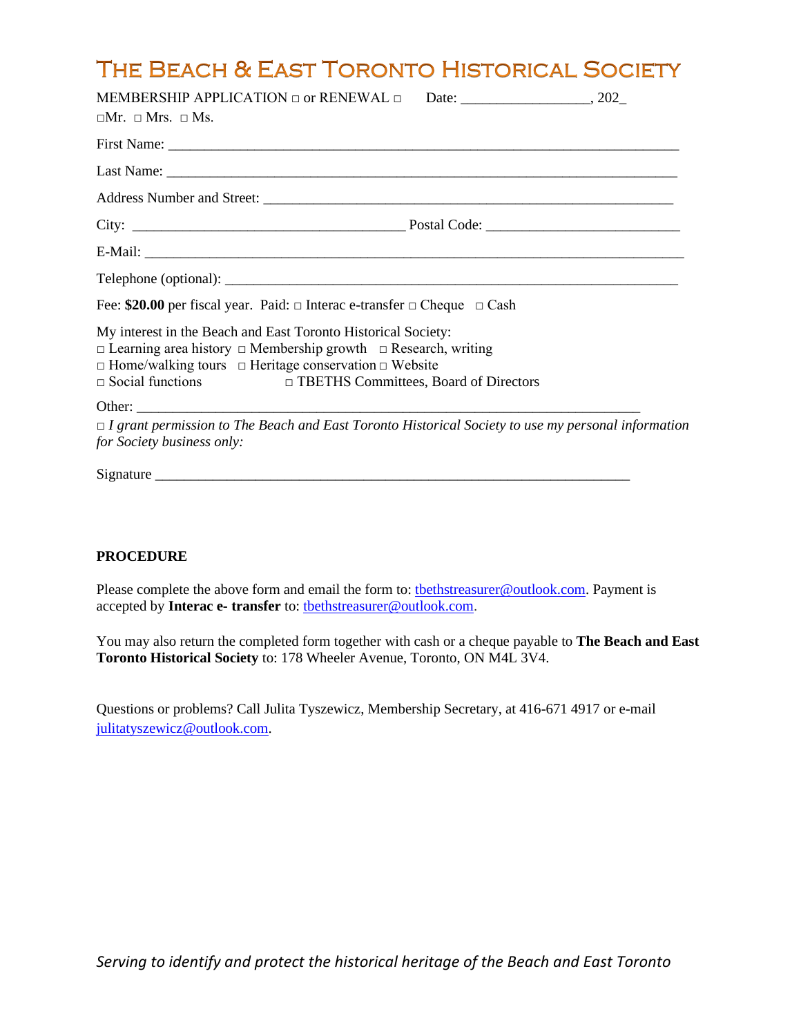# The Beach & East Toronto Historical Society

MEMBERSHIP APPLICATION □ or RENEWAL □  Date: _________________, 202_

□Mr. □ Mrs. □ Ms.

First Name: ___________________________________________________________________

Last Name: ___________________________________________________________________

Address Number and Street: _______________________________________________________

City: ____________________________________ Postal Code: __________________________

E-Mail: _______________________________________________________________________

Telephone (optional): ____________________________________________________________

Fee: **$20.00** per fiscal year. Paid: □ Interac e-transfer □ Cheque □ Cash

My interest in the Beach and East Toronto Historical Society:
□ Learning area history □ Membership growth □ Research, writing
□ Home/walking tours □ Heritage conservation □ Website
□ Social functions □ TBETHS Committees, Board of Directors

Other: ____________________________________________________________________

□ *I grant permission to The Beach and East Toronto Historical Society to use my personal information for Society business only:*

Signature ________________________________________________________________

**PROCEDURE**

Please complete the above form and email the form to: tbethstreasurer@outlook.com. Payment is accepted by **Interac e- transfer** to: tbethstreasurer@outlook.com.

You may also return the completed form together with cash or a cheque payable to **The Beach and East Toronto Historical Society** to: 178 Wheeler Avenue, Toronto, ON M4L 3V4.

Questions or problems? Call Julita Tyszewicz, Membership Secretary, at 416-671 4917 or e-mail julitatyszewicz@outlook.com.

*Serving to identify and protect the historical heritage of the Beach and East Toronto*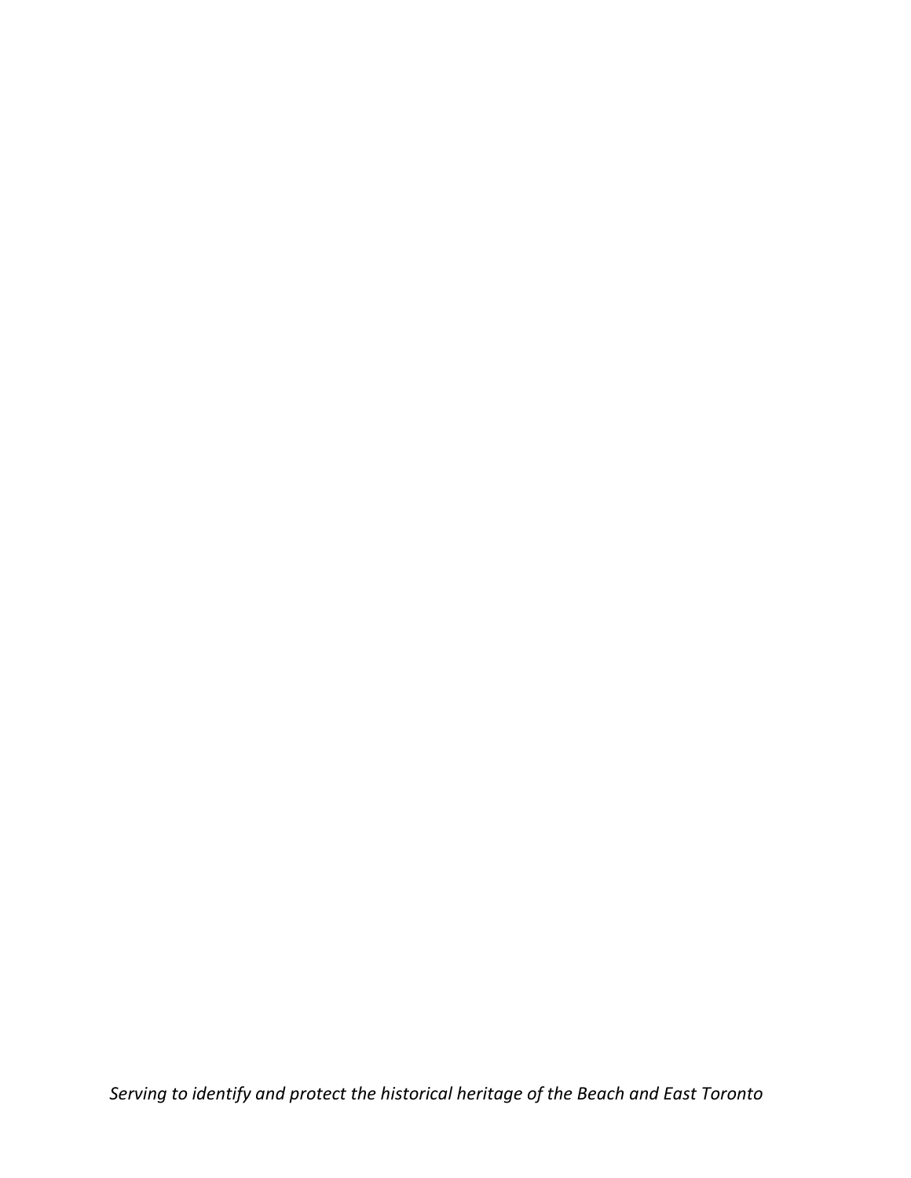*Serving to identify and protect the historical heritage of the Beach and East Toronto*